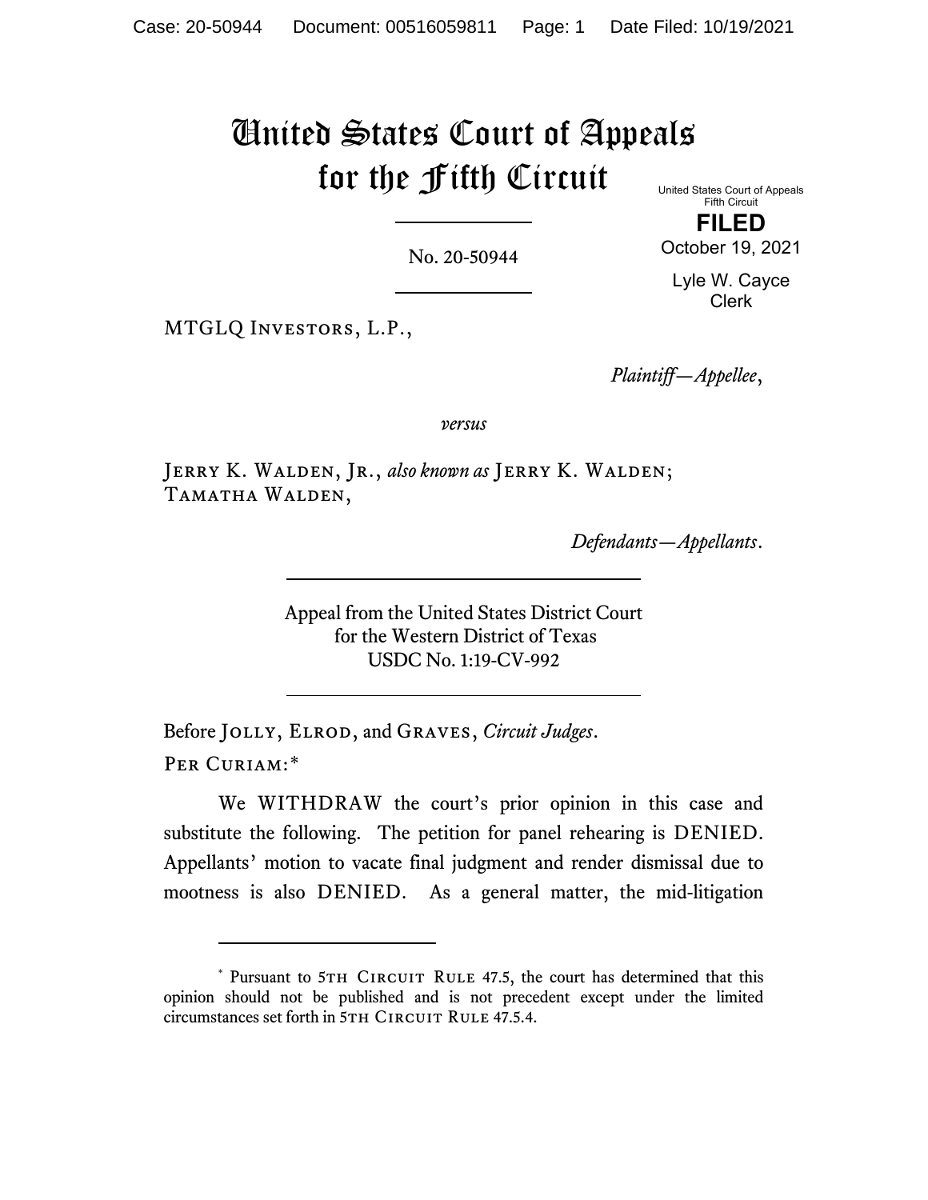# United States Court of Appeals for the Fifth Circuit

United States Court of Appeals
Fifth Circuit

**FILED**

October 19, 2021

Lyle W. Cayce
Clerk

No. 20-50944

---

MTGLQ Investors, L.P.,

*Plaintiff—Appellee*,

*versus*

Jerry K. Walden, Jr., *also known as* Jerry K. Walden; Tamatha Walden,

*Defendants—Appellants*.

---

Appeal from the United States District Court
for the Western District of Texas
USDC No. 1:19-CV-992

---

Before Jolly, Elrod, and Graves, *Circuit Judges*.

Per Curiam:*

We WITHDRAW the court's prior opinion in this case and substitute the following. The petition for panel rehearing is DENIED. Appellants' motion to vacate final judgment and render dismissal due to mootness is also DENIED. As a general matter, the mid-litigation

---

\* Pursuant to 5th Circuit Rule 47.5, the court has determined that this opinion should not be published and is not precedent except under the limited circumstances set forth in 5th Circuit Rule 47.5.4.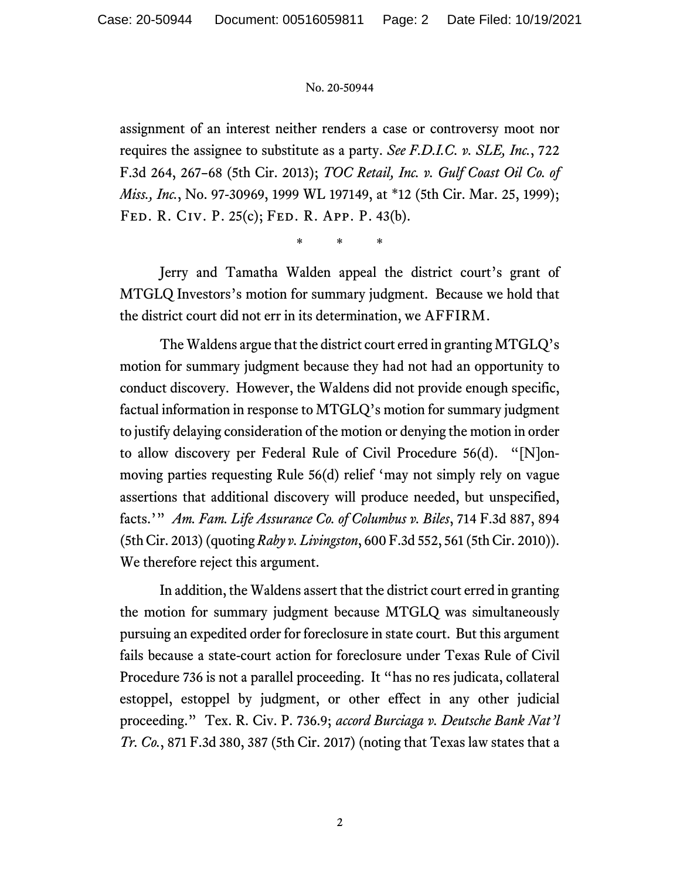assignment of an interest neither renders a case or controversy moot nor requires the assignee to substitute as a party. *See F.D.I.C. v. SLE, Inc.*, 722 F.3d 264, 267–68 (5th Cir. 2013); *TOC Retail, Inc. v. Gulf Coast Oil Co. of Miss., Inc.*, No. 97-30969, 1999 WL 197149, at *12 (5th Cir. Mar. 25, 1999); FED. R. CIV. P. 25(c); FED. R. APP. P. 43(b).

\* \* \*

Jerry and Tamatha Walden appeal the district court's grant of MTGLQ Investors's motion for summary judgment. Because we hold that the district court did not err in its determination, we AFFIRM.

The Waldens argue that the district court erred in granting MTGLQ's motion for summary judgment because they had not had an opportunity to conduct discovery. However, the Waldens did not provide enough specific, factual information in response to MTGLQ's motion for summary judgment to justify delaying consideration of the motion or denying the motion in order to allow discovery per Federal Rule of Civil Procedure 56(d). "[N]on-moving parties requesting Rule 56(d) relief 'may not simply rely on vague assertions that additional discovery will produce needed, but unspecified, facts.'" *Am. Fam. Life Assurance Co. of Columbus v. Biles*, 714 F.3d 887, 894 (5th Cir. 2013) (quoting *Raby v. Livingston*, 600 F.3d 552, 561 (5th Cir. 2010)). We therefore reject this argument.

In addition, the Waldens assert that the district court erred in granting the motion for summary judgment because MTGLQ was simultaneously pursuing an expedited order for foreclosure in state court. But this argument fails because a state-court action for foreclosure under Texas Rule of Civil Procedure 736 is not a parallel proceeding. It "has no res judicata, collateral estoppel, estoppel by judgment, or other effect in any other judicial proceeding." Tex. R. Civ. P. 736.9; *accord Burciaga v. Deutsche Bank Nat'l Tr. Co.*, 871 F.3d 380, 387 (5th Cir. 2017) (noting that Texas law states that a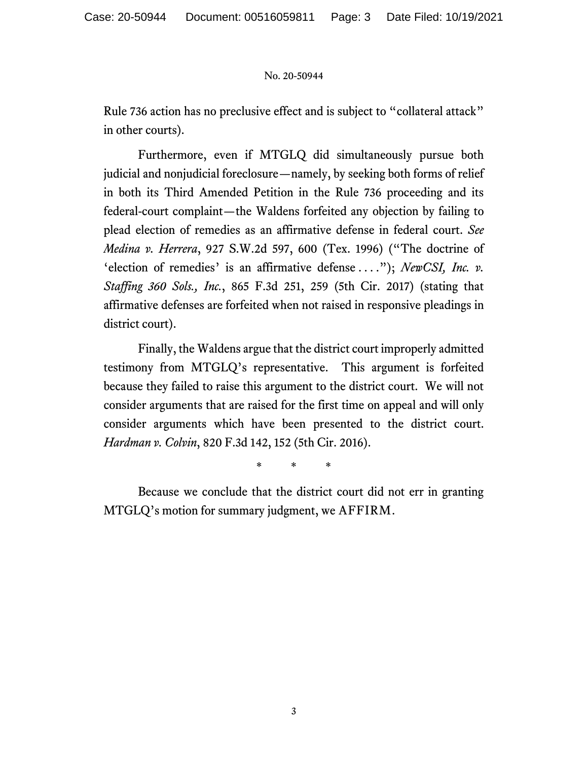Rule 736 action has no preclusive effect and is subject to "collateral attack" in other courts).

Furthermore, even if MTGLQ did simultaneously pursue both judicial and nonjudicial foreclosure—namely, by seeking both forms of relief in both its Third Amended Petition in the Rule 736 proceeding and its federal-court complaint—the Waldens forfeited any objection by failing to plead election of remedies as an affirmative defense in federal court. *See Medina v. Herrera*, 927 S.W.2d 597, 600 (Tex. 1996) ("The doctrine of 'election of remedies' is an affirmative defense . . . ."); *NewCSI, Inc. v. Staffing 360 Sols., Inc.*, 865 F.3d 251, 259 (5th Cir. 2017) (stating that affirmative defenses are forfeited when not raised in responsive pleadings in district court).

Finally, the Waldens argue that the district court improperly admitted testimony from MTGLQ's representative. This argument is forfeited because they failed to raise this argument to the district court. We will not consider arguments that are raised for the first time on appeal and will only consider arguments which have been presented to the district court. *Hardman v. Colvin*, 820 F.3d 142, 152 (5th Cir. 2016).

\* \* \*

Because we conclude that the district court did not err in granting MTGLQ's motion for summary judgment, we AFFIRM.